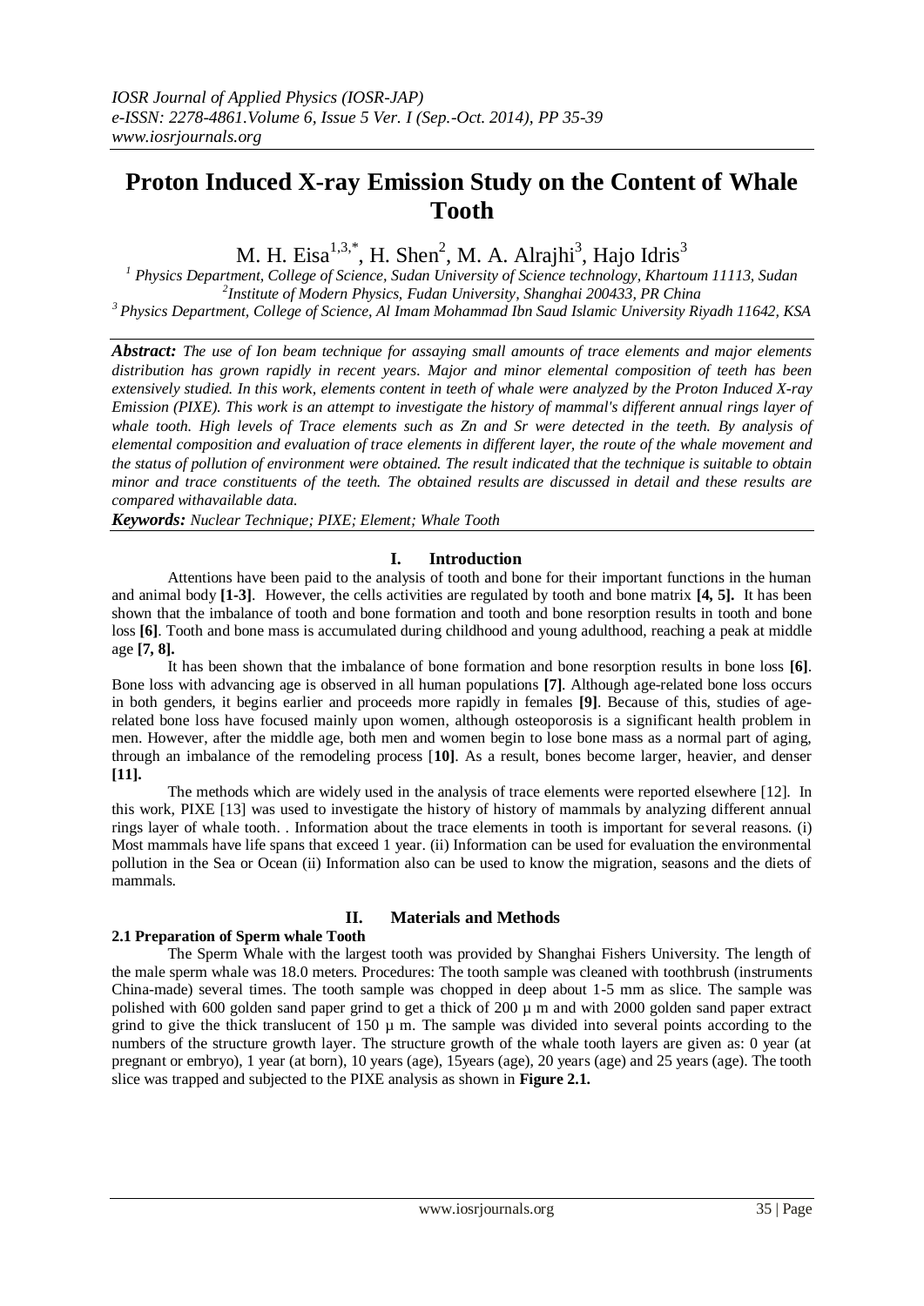# Proton Induced X-ray Emission Study on the Content of Whale Tooth

M. H. Eisa[1,3,*], H. Shen[2], M. A. Alrajhi[3], Hajo Idris[3]

[1] Physics Department, College of Science, Sudan University of Science technology, Khartoum 11113, Sudan
[2] Institute of Modern Physics, Fudan University, Shanghai 200433, PR China
[3] Physics Department, College of Science, Al Imam Mohammad Ibn Saud Islamic University Riyadh 11642, KSA

***Abstract:*** *The use of Ion beam technique for assaying small amounts of trace elements and major elements distribution has grown rapidly in recent years. Major and minor elemental composition of teeth has been extensively studied. In this work, elements content in teeth of whale were analyzed by the Proton Induced X-ray Emission (PIXE). This work is an attempt to investigate the history of mammal's different annual rings layer of whale tooth. High levels of Trace elements such as Zn and Sr were detected in the teeth. By analysis of elemental composition and evaluation of trace elements in different layer, the route of the whale movement and the status of pollution of environment were obtained. The result indicated that the technique is suitable to obtain minor and trace constituents of the teeth. The obtained results are discussed in detail and these results are compared withavailable data.*

***Keywords:*** *Nuclear Technique; PIXE; Element; Whale Tooth*

## I. Introduction

Attentions have been paid to the analysis of tooth and bone for their important functions in the human and animal body **[1-3]**. However, the cells activities are regulated by tooth and bone matrix **[4, 5].** It has been shown that the imbalance of tooth and bone formation and tooth and bone resorption results in tooth and bone loss **[6]**. Tooth and bone mass is accumulated during childhood and young adulthood, reaching a peak at middle age **[7, 8].**

It has been shown that the imbalance of bone formation and bone resorption results in bone loss **[6]**. Bone loss with advancing age is observed in all human populations **[7]**. Although age-related bone loss occurs in both genders, it begins earlier and proceeds more rapidly in females **[9]**. Because of this, studies of age-related bone loss have focused mainly upon women, although osteoporosis is a significant health problem in men. However, after the middle age, both men and women begin to lose bone mass as a normal part of aging, through an imbalance of the remodeling process [**10]**. As a result, bones become larger, heavier, and denser **[11].**

The methods which are widely used in the analysis of trace elements were reported elsewhere [12]. In this work, PIXE [13] was used to investigate the history of history of mammals by analyzing different annual rings layer of whale tooth. . Information about the trace elements in tooth is important for several reasons. (i) Most mammals have life spans that exceed 1 year. (ii) Information can be used for evaluation the environmental pollution in the Sea or Ocean (ii) Information also can be used to know the migration, seasons and the diets of mammals.

## II. Materials and Methods

### 2.1 Preparation of Sperm whale Tooth

The Sperm Whale with the largest tooth was provided by Shanghai Fishers University. The length of the male sperm whale was 18.0 meters. Procedures: The tooth sample was cleaned with toothbrush (instruments China-made) several times. The tooth sample was chopped in deep about 1-5 mm as slice. The sample was polished with 600 golden sand paper grind to get a thick of 200 µ m and with 2000 golden sand paper extract grind to give the thick translucent of 150 µ m. The sample was divided into several points according to the numbers of the structure growth layer. The structure growth of the whale tooth layers are given as: 0 year (at pregnant or embryo), 1 year (at born), 10 years (age), 15years (age), 20 years (age) and 25 years (age). The tooth slice was trapped and subjected to the PIXE analysis as shown in **Figure 2.1.**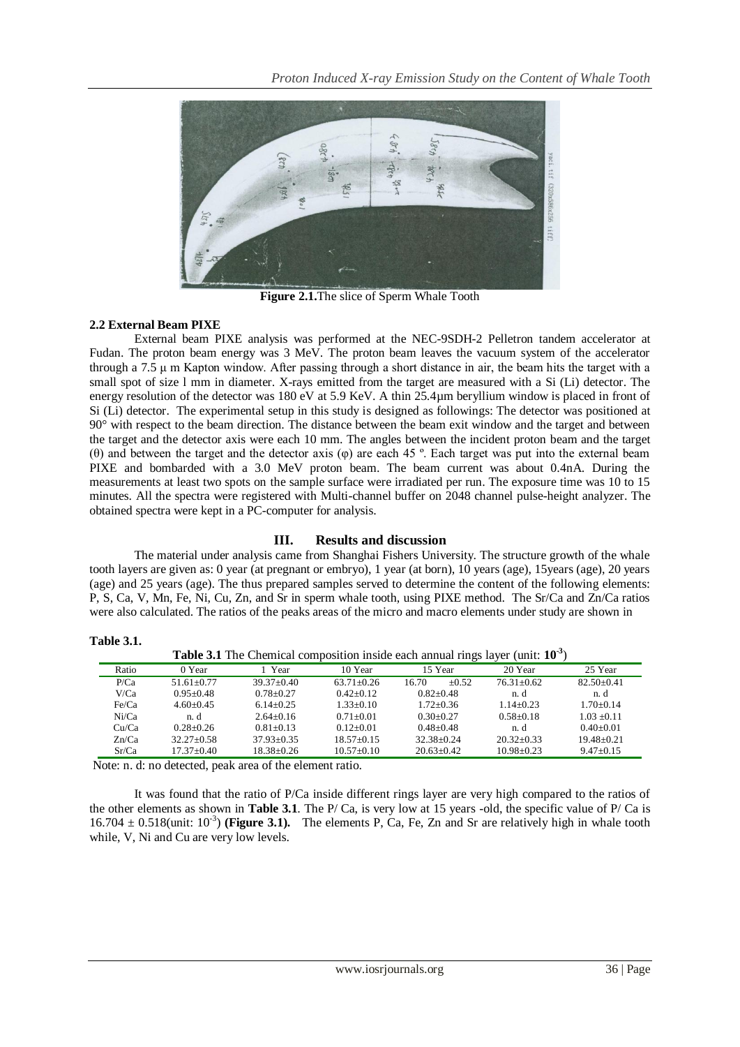**Figure 2.1.** The slice of Sperm Whale Tooth

### 2.2 External Beam PIXE

External beam PIXE analysis was performed at the NEC-9SDH-2 Pelletron tandem accelerator at Fudan. The proton beam energy was 3 MeV. The proton beam leaves the vacuum system of the accelerator through a 7.5 μ m Kapton window. After passing through a short distance in air, the beam hits the target with a small spot of size l mm in diameter. X-rays emitted from the target are measured with a Si (Li) detector. The energy resolution of the detector was 180 eV at 5.9 KeV. A thin 25.4μm beryllium window is placed in front of Si (Li) detector. The experimental setup in this study is designed as followings: The detector was positioned at 90° with respect to the beam direction. The distance between the beam exit window and the target and between the target and the detector axis were each 10 mm. The angles between the incident proton beam and the target (θ) and between the target and the detector axis (φ) are each 45 º. Each target was put into the external beam PIXE and bombarded with a 3.0 MeV proton beam. The beam current was about 0.4nA. During the measurements at least two spots on the sample surface were irradiated per run. The exposure time was 10 to 15 minutes. All the spectra were registered with Multi-channel buffer on 2048 channel pulse-height analyzer. The obtained spectra were kept in a PC-computer for analysis.

## III. Results and discussion

The material under analysis came from Shanghai Fishers University. The structure growth of the whale tooth layers are given as: 0 year (at pregnant or embryo), 1 year (at born), 10 years (age), 15years (age), 20 years (age) and 25 years (age). The thus prepared samples served to determine the content of the following elements: P, S, Ca, V, Mn, Fe, Ni, Cu, Zn, and Sr in sperm whale tooth, using PIXE method. The Sr/Ca and Zn/Ca ratios were also calculated. The ratios of the peaks areas of the micro and macro elements under study are shown in

**Table 3.1.**

**Table 3.1** The Chemical composition inside each annual rings layer (unit: $10^{-3}$)

| Ratio | 0 Year | 1 Year | 10 Year | 15 Year | 20 Year | 25 Year |
|---|---|---|---|---|---|---|
| P/Ca | 51.61±0.77 | 39.37±0.40 | 63.71±0.26 | 16.70 ±0.52 | 76.31±0.62 | 82.50±0.41 |
| V/Ca | 0.95±0.48 | 0.78±0.27 | 0.42±0.12 | 0.82±0.48 | n. d | n. d |
| Fe/Ca | 4.60±0.45 | 6.14±0.25 | 1.33±0.10 | 1.72±0.36 | 1.14±0.23 | 1.70±0.14 |
| Ni/Ca | n. d | 2.64±0.16 | 0.71±0.01 | 0.30±0.27 | 0.58±0.18 | 1.03 ±0.11 |
| Cu/Ca | 0.28±0.26 | 0.81±0.13 | 0.12±0.01 | 0.48±0.48 | n. d | 0.40±0.01 |
| Zn/Ca | 32.27±0.58 | 37.93±0.35 | 18.57±0.15 | 32.38±0.24 | 20.32±0.33 | 19.48±0.21 |
| Sr/Ca | 17.37±0.40 | 18.38±0.26 | 10.57±0.10 | 20.63±0.42 | 10.98±0.23 | 9.47±0.15 |

Note: n. d: no detected, peak area of the element ratio.

It was found that the ratio of P/Ca inside different rings layer are very high compared to the ratios of the other elements as shown in **Table 3.1**. The P/ Ca, is very low at 15 years -old, the specific value of P/ Ca is 16.704 ± 0.518(unit: $10^{-3}$) **(Figure 3.1).** The elements P, Ca, Fe, Zn and Sr are relatively high in whale tooth while, V, Ni and Cu are very low levels.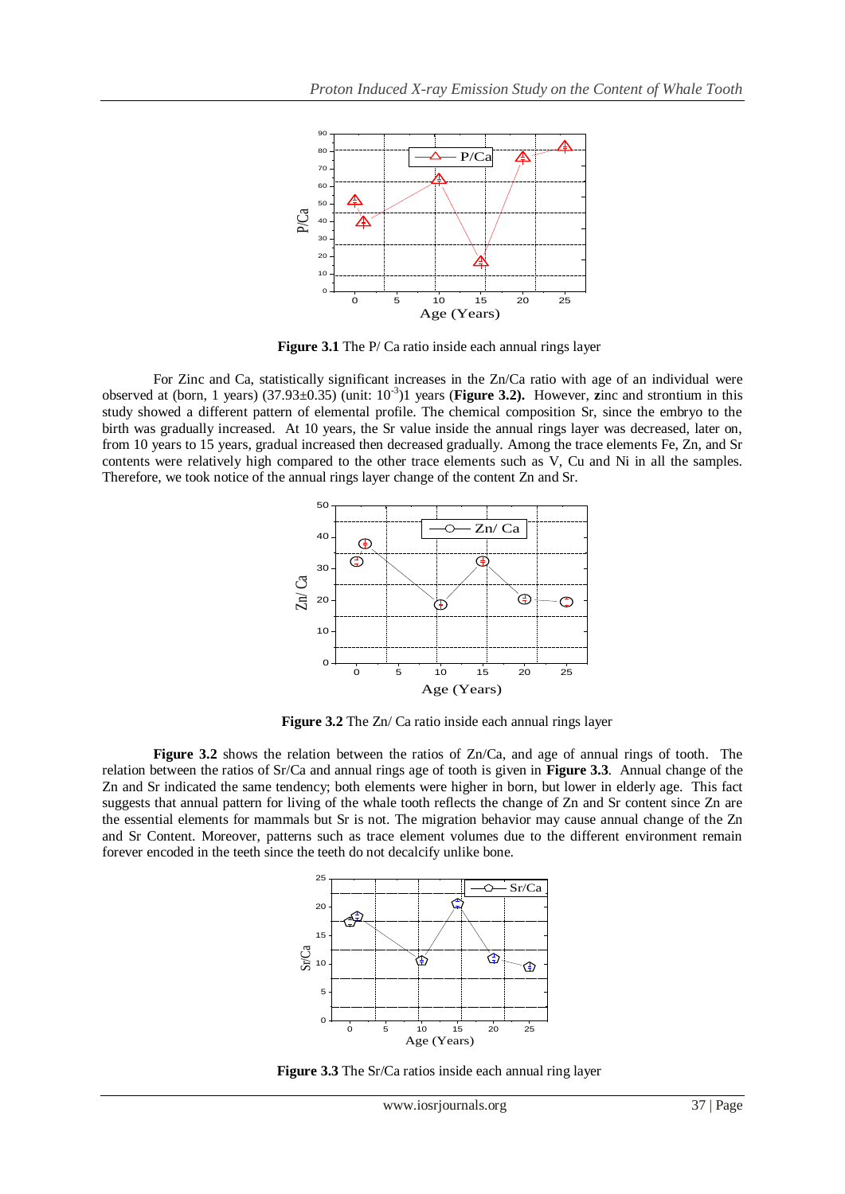**Figure 3.1** The P/ Ca ratio inside each annual rings layer

For Zinc and Ca, statistically significant increases in the Zn/Ca ratio with age of an individual were observed at (born, 1 years) (37.93±0.35) (unit: $10^{-3}$)1 years (**Figure 3.2).** However, **z**inc and strontium in this study showed a different pattern of elemental profile. The chemical composition Sr, since the embryo to the birth was gradually increased. At 10 years, the Sr value inside the annual rings layer was decreased, later on, from 10 years to 15 years, gradual increased then decreased gradually. Among the trace elements Fe, Zn, and Sr contents were relatively high compared to the other trace elements such as V, Cu and Ni in all the samples. Therefore, we took notice of the annual rings layer change of the content Zn and Sr.

**Figure 3.2** The Zn/ Ca ratio inside each annual rings layer

**Figure 3.2** shows the relation between the ratios of Zn/Ca, and age of annual rings of tooth. The relation between the ratios of Sr/Ca and annual rings age of tooth is given in **Figure 3.3**. Annual change of the Zn and Sr indicated the same tendency; both elements were higher in born, but lower in elderly age. This fact suggests that annual pattern for living of the whale tooth reflects the change of Zn and Sr content since Zn are the essential elements for mammals but Sr is not. The migration behavior may cause annual change of the Zn and Sr Content. Moreover, patterns such as trace element volumes due to the different environment remain forever encoded in the teeth since the teeth do not decalcify unlike bone.

**Figure 3.3** The Sr/Ca ratios inside each annual ring layer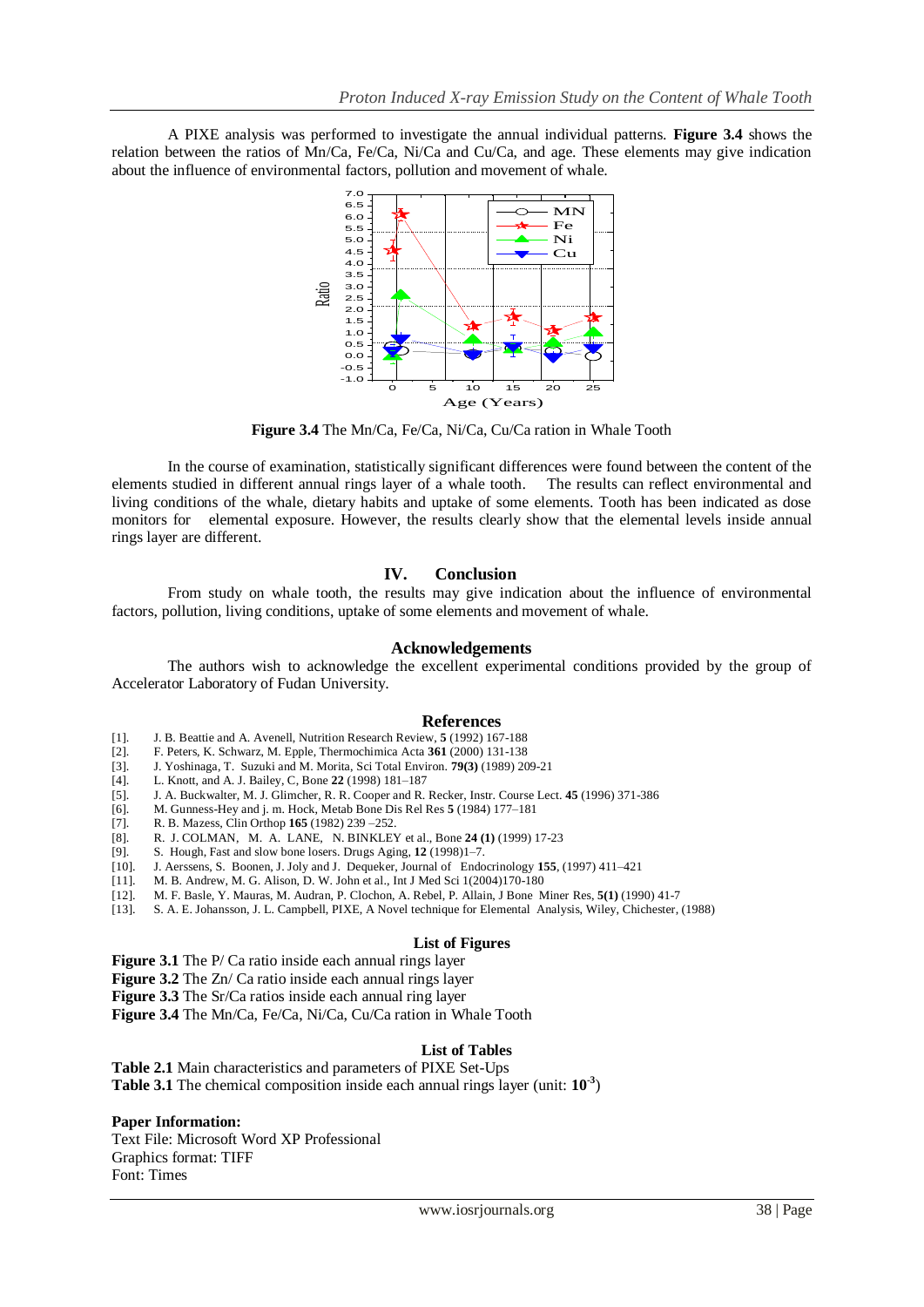A PIXE analysis was performed to investigate the annual individual patterns. **Figure 3.4** shows the relation between the ratios of Mn/Ca, Fe/Ca, Ni/Ca and Cu/Ca, and age. These elements may give indication about the influence of environmental factors, pollution and movement of whale.

**Figure 3.4** The Mn/Ca, Fe/Ca, Ni/Ca, Cu/Ca ration in Whale Tooth

In the course of examination, statistically significant differences were found between the content of the elements studied in different annual rings layer of a whale tooth. The results can reflect environmental and living conditions of the whale, dietary habits and uptake of some elements. Tooth has been indicated as dose monitors for elemental exposure. However, the results clearly show that the elemental levels inside annual rings layer are different.

## IV. Conclusion

From study on whale tooth, the results may give indication about the influence of environmental factors, pollution, living conditions, uptake of some elements and movement of whale.

## Acknowledgements

The authors wish to acknowledge the excellent experimental conditions provided by the group of Accelerator Laboratory of Fudan University.

## References

[1]. J. B. Beattie and A. Avenell, Nutrition Research Review, **5** (1992) 167-188
[2]. F. Peters, K. Schwarz, M. Epple, Thermochimica Acta **361** (2000) 131-138
[3]. J. Yoshinaga, T. Suzuki and M. Morita, Sci Total Environ. **79(3)** (1989) 209-21
[4]. L. Knott, and A. J. Bailey, C, Bone **22** (1998) 181–187
[5]. J. A. Buckwalter, M. J. Glimcher, R. R. Cooper and R. Recker, Instr. Course Lect. **45** (1996) 371-386
[6]. M. Gunness-Hey and j. m. Hock, Metab Bone Dis Rel Res **5** (1984) 177–181
[7]. R. B. Mazess, Clin Orthop **165** (1982) 239 –252.
[8]. R. J. COLMAN, M. A. LANE, N. BINKLEY et al., Bone **24 (1)** (1999) 17-23
[9]. S. Hough, Fast and slow bone losers. Drugs Aging, **12** (1998)1–7.
[10]. J. Aerssens, S. Boonen, J. Joly and J. Dequeker, Journal of Endocrinology **155**, (1997) 411–421
[11]. M. B. Andrew, M. G. Alison, D. W. John et al., Int J Med Sci 1(2004)170-180
[12]. M. F. Basle, Y. Mauras, M. Audran, P. Clochon, A. Rebel, P. Allain, J Bone Miner Res, **5(1)** (1990) 41-7
[13]. S. A. E. Johansson, J. L. Campbell, PIXE, A Novel technique for Elemental Analysis, Wiley, Chichester, (1988)

## List of Figures

**Figure 3.1** The P/ Ca ratio inside each annual rings layer
**Figure 3.2** The Zn/ Ca ratio inside each annual rings layer
**Figure 3.3** The Sr/Ca ratios inside each annual ring layer
**Figure 3.4** The Mn/Ca, Fe/Ca, Ni/Ca, Cu/Ca ration in Whale Tooth

## List of Tables

**Table 2.1** Main characteristics and parameters of PIXE Set-Ups
**Table 3.1** The chemical composition inside each annual rings layer (unit: $\mathbf{10^{-3}}$)

**Paper Information:**
Text File: Microsoft Word XP Professional
Graphics format: TIFF
Font: Times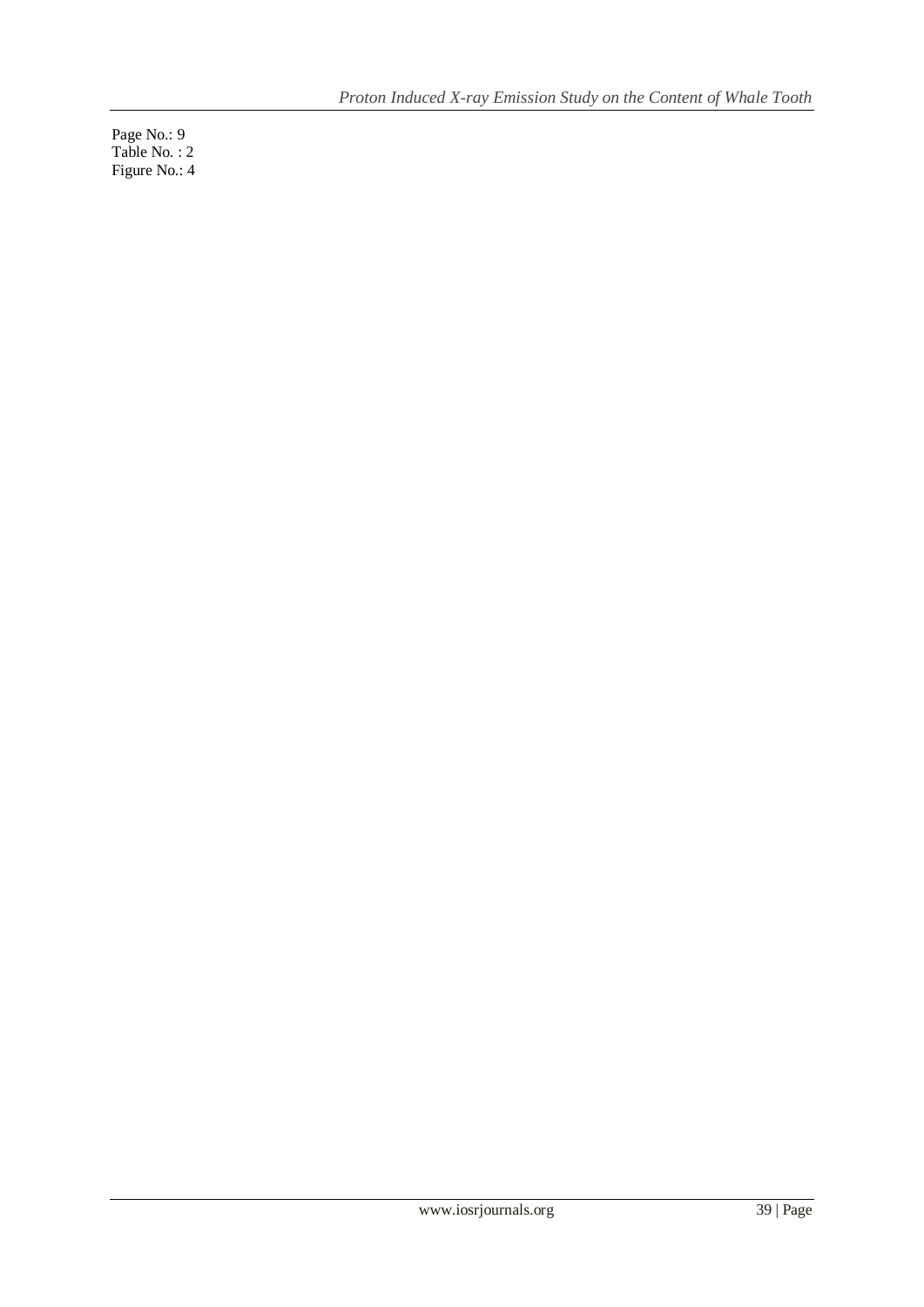Page No.: 9
Table No. : 2
Figure No.: 4